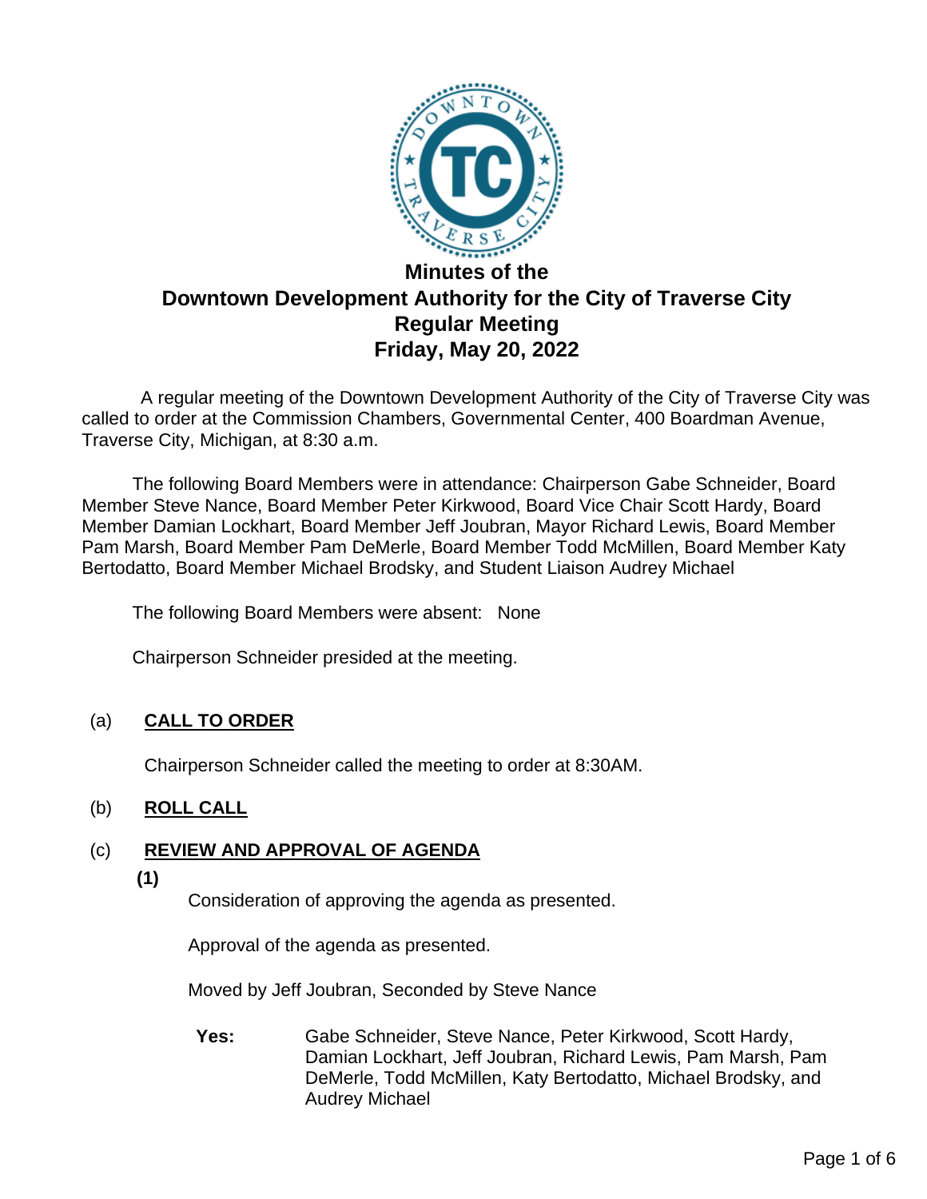# Minutes of the
# Downtown Development Authority for the City of Traverse City
# Regular Meeting
# Friday, May 20, 2022

A regular meeting of the Downtown Development Authority of the City of Traverse City was called to order at the Commission Chambers, Governmental Center, 400 Boardman Avenue, Traverse City, Michigan, at 8:30 a.m.

The following Board Members were in attendance: Chairperson Gabe Schneider, Board Member Steve Nance, Board Member Peter Kirkwood, Board Vice Chair Scott Hardy, Board Member Damian Lockhart, Board Member Jeff Joubran, Mayor Richard Lewis, Board Member Pam Marsh, Board Member Pam DeMerle, Board Member Todd McMillen, Board Member Katy Bertodatto, Board Member Michael Brodsky, and Student Liaison Audrey Michael

The following Board Members were absent: None

Chairperson Schneider presided at the meeting.

(a) **CALL TO ORDER**

Chairperson Schneider called the meeting to order at 8:30AM.

(b) **ROLL CALL**

(c) **REVIEW AND APPROVAL OF AGENDA**

**(1)**

Consideration of approving the agenda as presented.

Approval of the agenda as presented.

Moved by Jeff Joubran, Seconded by Steve Nance

**Yes:** Gabe Schneider, Steve Nance, Peter Kirkwood, Scott Hardy, Damian Lockhart, Jeff Joubran, Richard Lewis, Pam Marsh, Pam DeMerle, Todd McMillen, Katy Bertodatto, Michael Brodsky, and Audrey Michael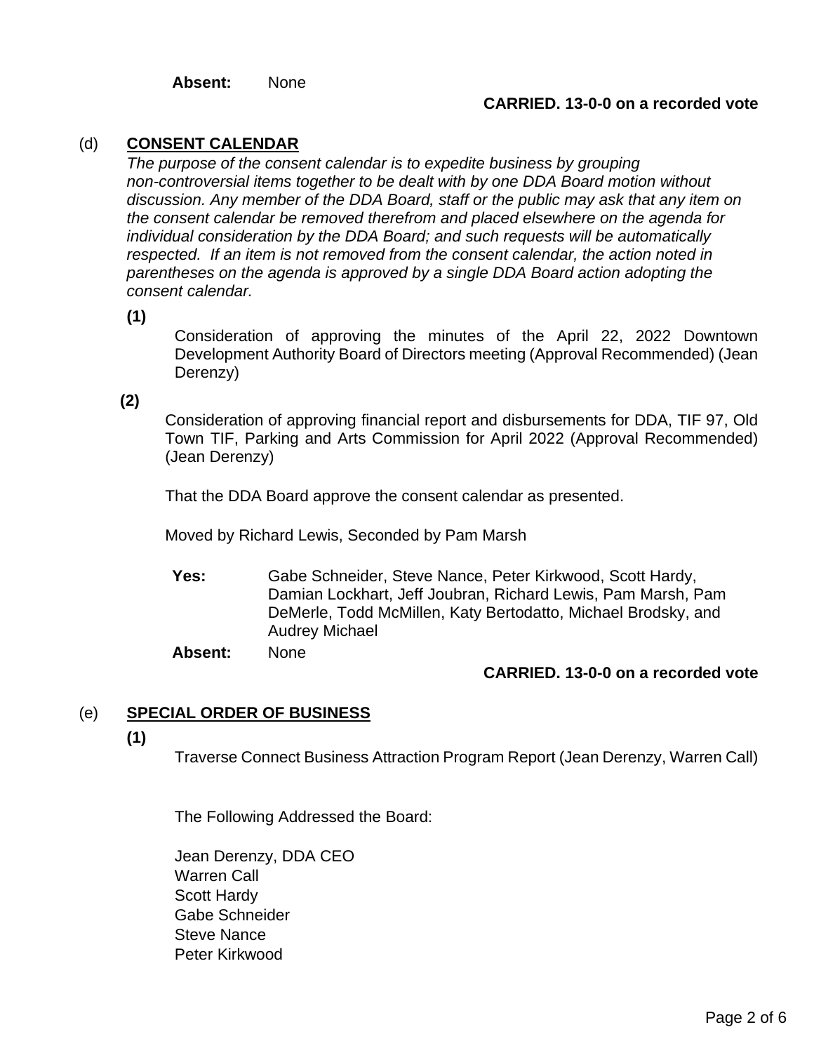**Absent:** None

**CARRIED. 13-0-0 on a recorded vote**

(d) **CONSENT CALENDAR**

*The purpose of the consent calendar is to expedite business by grouping non-controversial items together to be dealt with by one DDA Board motion without discussion. Any member of the DDA Board, staff or the public may ask that any item on the consent calendar be removed therefrom and placed elsewhere on the agenda for individual consideration by the DDA Board; and such requests will be automatically respected. If an item is not removed from the consent calendar, the action noted in parentheses on the agenda is approved by a single DDA Board action adopting the consent calendar.*

**(1)**

Consideration of approving the minutes of the April 22, 2022 Downtown Development Authority Board of Directors meeting (Approval Recommended) (Jean Derenzy)

**(2)**

Consideration of approving financial report and disbursements for DDA, TIF 97, Old Town TIF, Parking and Arts Commission for April 2022 (Approval Recommended) (Jean Derenzy)

That the DDA Board approve the consent calendar as presented.

Moved by Richard Lewis, Seconded by Pam Marsh

**Yes:** Gabe Schneider, Steve Nance, Peter Kirkwood, Scott Hardy, Damian Lockhart, Jeff Joubran, Richard Lewis, Pam Marsh, Pam DeMerle, Todd McMillen, Katy Bertodatto, Michael Brodsky, and Audrey Michael

**Absent:** None

**CARRIED. 13-0-0 on a recorded vote**

(e) **SPECIAL ORDER OF BUSINESS**

**(1)**

Traverse Connect Business Attraction Program Report (Jean Derenzy, Warren Call)

The Following Addressed the Board:

Jean Derenzy, DDA CEO
Warren Call
Scott Hardy
Gabe Schneider
Steve Nance
Peter Kirkwood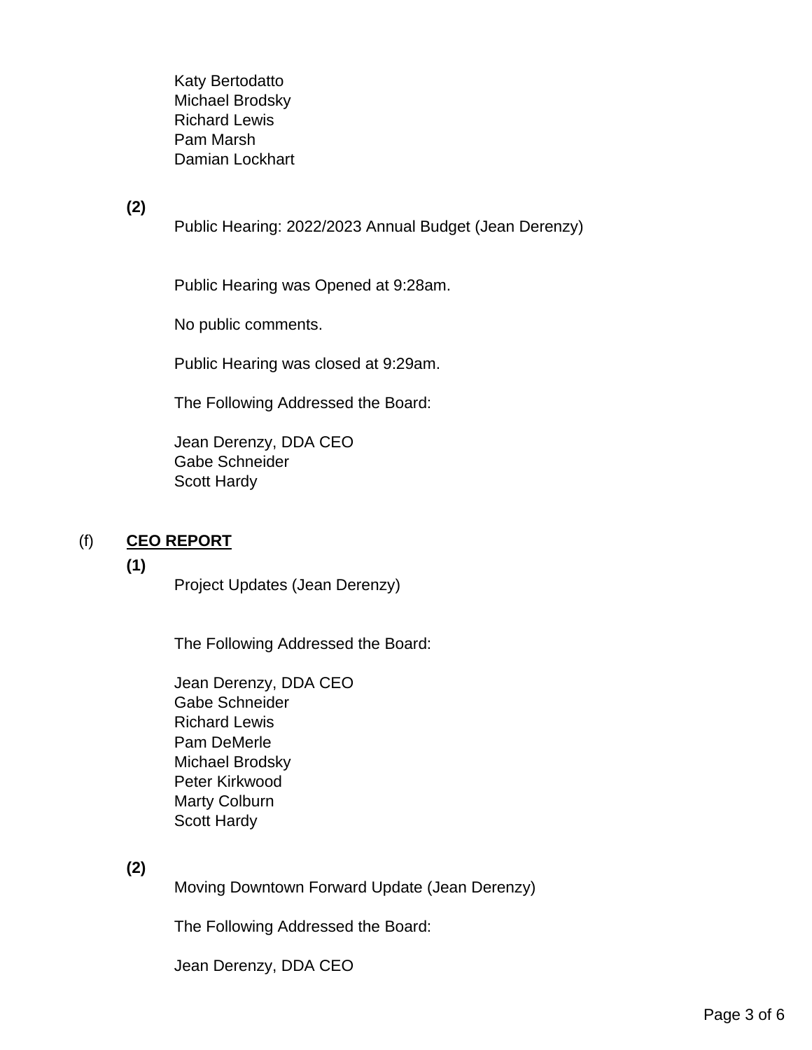Katy Bertodatto
Michael Brodsky
Richard Lewis
Pam Marsh
Damian Lockhart

**(2)**

Public Hearing: 2022/2023 Annual Budget (Jean Derenzy)

Public Hearing was Opened at 9:28am.

No public comments.

Public Hearing was closed at 9:29am.

The Following Addressed the Board:

Jean Derenzy, DDA CEO
Gabe Schneider
Scott Hardy

(f) **CEO REPORT**

**(1)**

Project Updates (Jean Derenzy)

The Following Addressed the Board:

Jean Derenzy, DDA CEO
Gabe Schneider
Richard Lewis
Pam DeMerle
Michael Brodsky
Peter Kirkwood
Marty Colburn
Scott Hardy

**(2)**

Moving Downtown Forward Update (Jean Derenzy)

The Following Addressed the Board:

Jean Derenzy, DDA CEO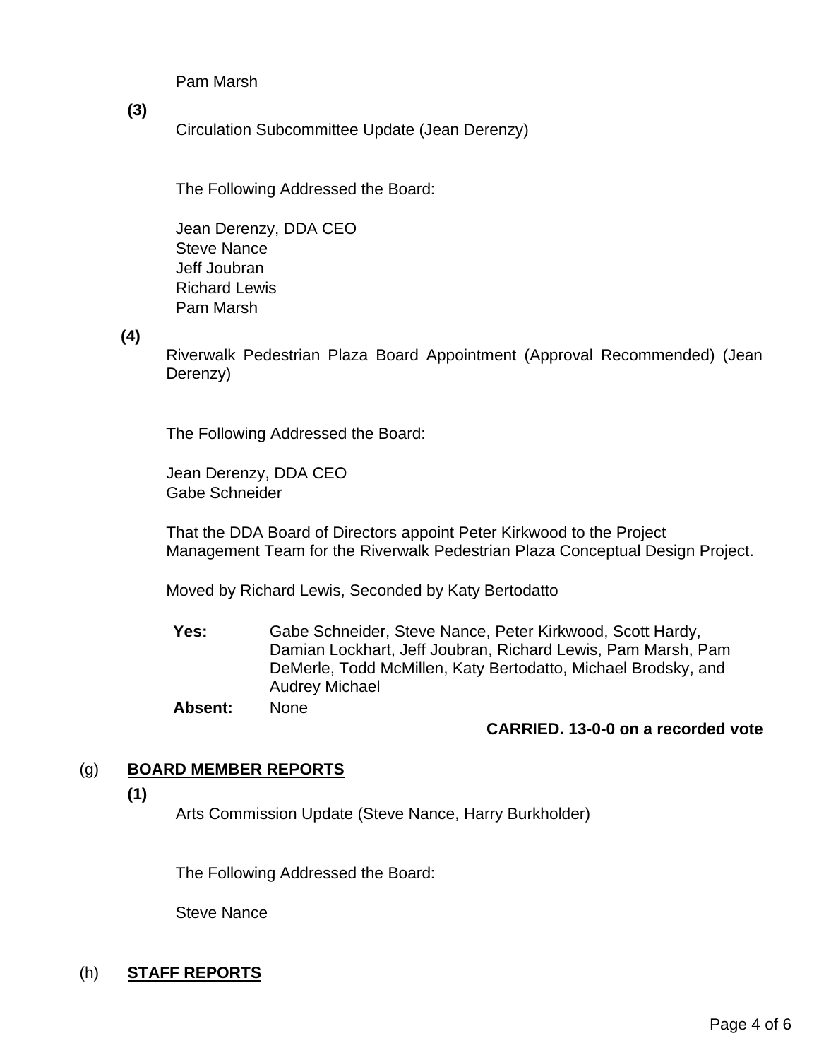Pam Marsh

**(3)**

Circulation Subcommittee Update (Jean Derenzy)

The Following Addressed the Board:

Jean Derenzy, DDA CEO
Steve Nance
Jeff Joubran
Richard Lewis
Pam Marsh

**(4)**

Riverwalk Pedestrian Plaza Board Appointment (Approval Recommended) (Jean Derenzy)

The Following Addressed the Board:

Jean Derenzy, DDA CEO
Gabe Schneider

That the DDA Board of Directors appoint Peter Kirkwood to the Project Management Team for the Riverwalk Pedestrian Plaza Conceptual Design Project.

Moved by Richard Lewis, Seconded by Katy Bertodatto

**Yes:** Gabe Schneider, Steve Nance, Peter Kirkwood, Scott Hardy, Damian Lockhart, Jeff Joubran, Richard Lewis, Pam Marsh, Pam DeMerle, Todd McMillen, Katy Bertodatto, Michael Brodsky, and Audrey Michael

**Absent:** None

**CARRIED. 13-0-0 on a recorded vote**

## (g) BOARD MEMBER REPORTS

**(1)**

Arts Commission Update (Steve Nance, Harry Burkholder)

The Following Addressed the Board:

Steve Nance

## (h) STAFF REPORTS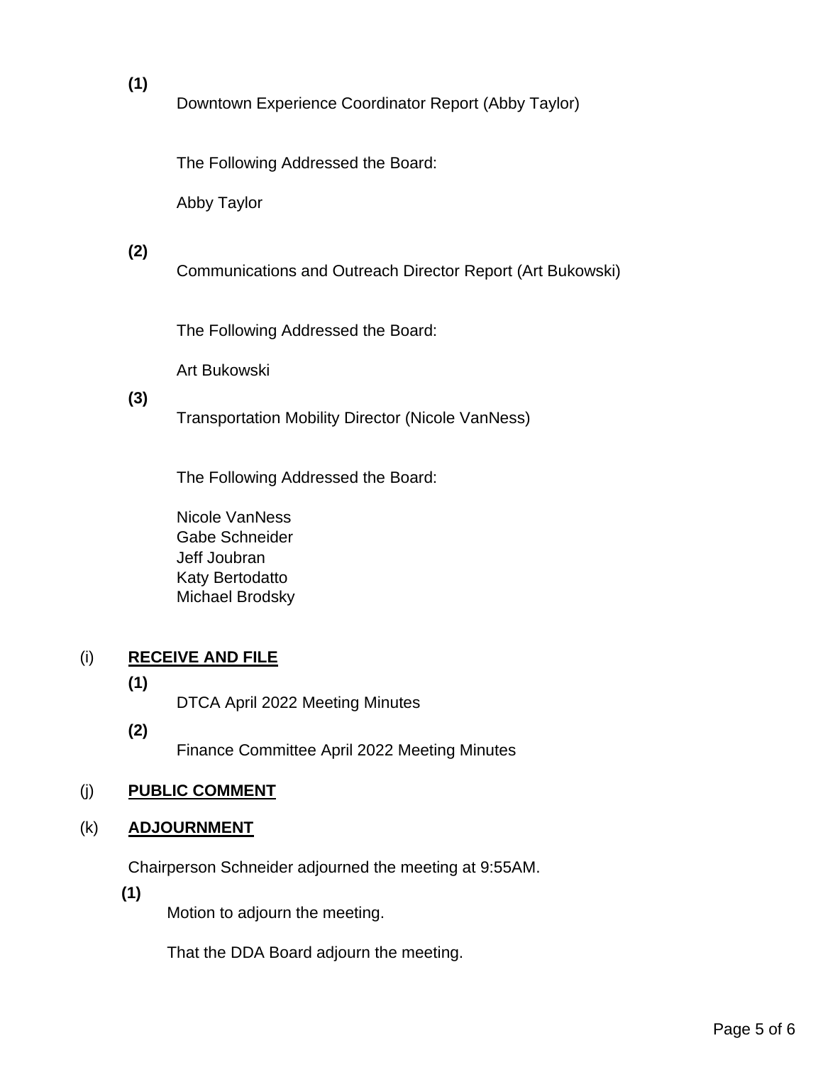**(1)**

Downtown Experience Coordinator Report (Abby Taylor)

The Following Addressed the Board:

Abby Taylor

**(2)**

Communications and Outreach Director Report (Art Bukowski)

The Following Addressed the Board:

Art Bukowski

**(3)**

Transportation Mobility Director (Nicole VanNess)

The Following Addressed the Board:

Nicole VanNess
Gabe Schneider
Jeff Joubran
Katy Bertodatto
Michael Brodsky

(i) **RECEIVE AND FILE**

**(1)**

DTCA April 2022 Meeting Minutes

**(2)**

Finance Committee April 2022 Meeting Minutes

(j) **PUBLIC COMMENT**

(k) **ADJOURNMENT**

Chairperson Schneider adjourned the meeting at 9:55AM.

**(1)**

Motion to adjourn the meeting.

That the DDA Board adjourn the meeting.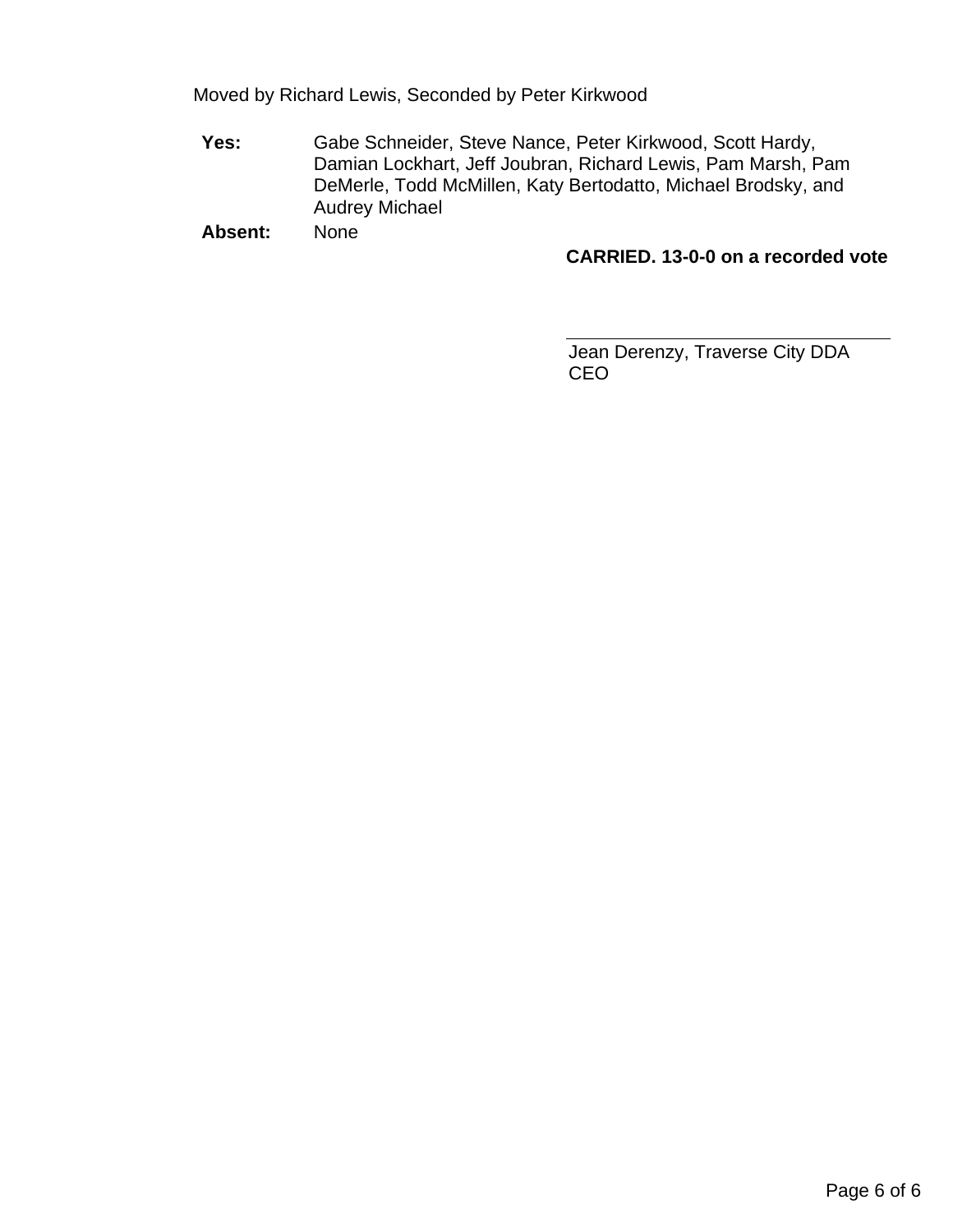Moved by Richard Lewis, Seconded by Peter Kirkwood

**Yes:** Gabe Schneider, Steve Nance, Peter Kirkwood, Scott Hardy, Damian Lockhart, Jeff Joubran, Richard Lewis, Pam Marsh, Pam DeMerle, Todd McMillen, Katy Bertodatto, Michael Brodsky, and Audrey Michael

**Absent:** None

**CARRIED. 13-0-0 on a recorded vote**

---

Jean Derenzy, Traverse City DDA CEO